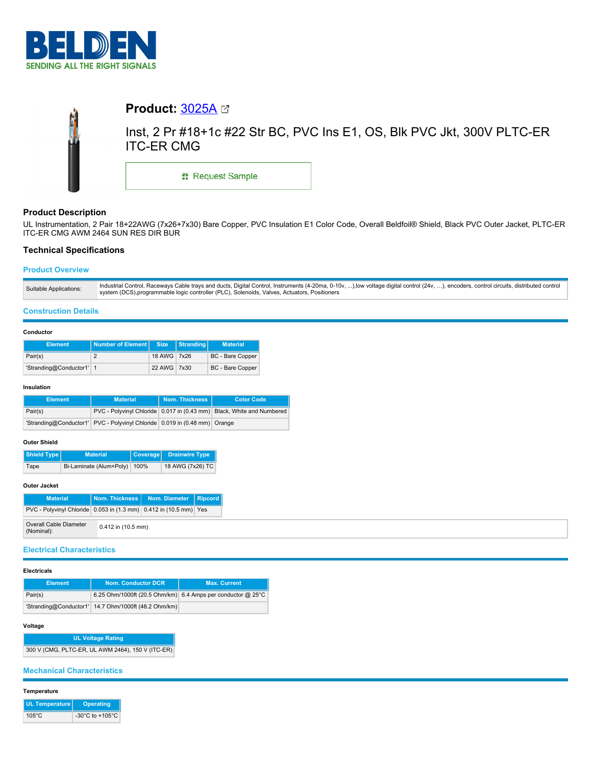# Product: 3025A

Inst, 2 Pr #18+1c #22 Str BC, PVC Ins E1, OS, Blk PVC Jkt, 300V PLTC-ER ITC-ER CMG

Request Sample

## Product Description

UL Instrumentation, 2 Pair 18+22AWG (7x26+7x30) Bare Copper, PVC Insulation E1 Color Code, Overall Beldfoil® Shield, Black PVC Outer Jacket, PLTC-ER ITC-ER CMG AWM 2464 SUN RES DIR BUR

## Technical Specifications

### Product Overview

| | |
|---|---|
| Suitable Applications: | Industrial Control, Raceways Cable trays and ducts, Digital Control, Instruments (4-20ma, 0-10v, ...),low voltage digital control (24v, …), encoders, control circuits, distributed control system (DCS),programmable logic controller (PLC), Solenoids, Valves, Actuators, Positioners |

### Construction Details

#### Conductor

| Element | Number of Element | Size | Stranding | Material |
|---|---|---|---|---|
| Pair(s) | 2 | 18 AWG | 7x26 | BC - Bare Copper |
| 'Stranding@Conductor1' | 1 | 22 AWG | 7x30 | BC - Bare Copper |

#### Insulation

| Element | Material | Nom. Thickness | Color Code |
|---|---|---|---|
| Pair(s) | PVC - Polyvinyl Chloride | 0.017 in (0.43 mm) | Black, White and Numbered |
| 'Stranding@Conductor1' | PVC - Polyvinyl Chloride | 0.019 in (0.48 mm) | Orange |

#### Outer Shield

| Shield Type | Material | Coverage | Drainwire Type |
|---|---|---|---|
| Tape | Bi-Laminate (Alum+Poly) | 100% | 18 AWG (7x26) TC |

#### Outer Jacket

| Material | Nom. Thickness | Nom. Diameter | Ripcord |
|---|---|---|---|
| PVC - Polyvinyl Chloride | 0.053 in (1.3 mm) | 0.412 in (10.5 mm) | Yes |

| | |
|---|---|
| Overall Cable Diameter (Nominal): | 0.412 in (10.5 mm) |

### Electrical Characteristics

#### Electricals

| Element | Nom. Conductor DCR | Max. Current |
|---|---|---|
| Pair(s) | 6.25 Ohm/1000ft (20.5 Ohm/km) | 6.4 Amps per conductor @ 25°C |
| 'Stranding@Conductor1' | 14.7 Ohm/1000ft (48.2 Ohm/km) | |

#### Voltage

| UL Voltage Rating |
|---|
| 300 V (CMG, PLTC-ER, UL AWM 2464), 150 V (ITC-ER) |

### Mechanical Characteristics

#### Temperature

| UL Temperature | Operating |
|---|---|
| 105°C | -30°C to +105°C |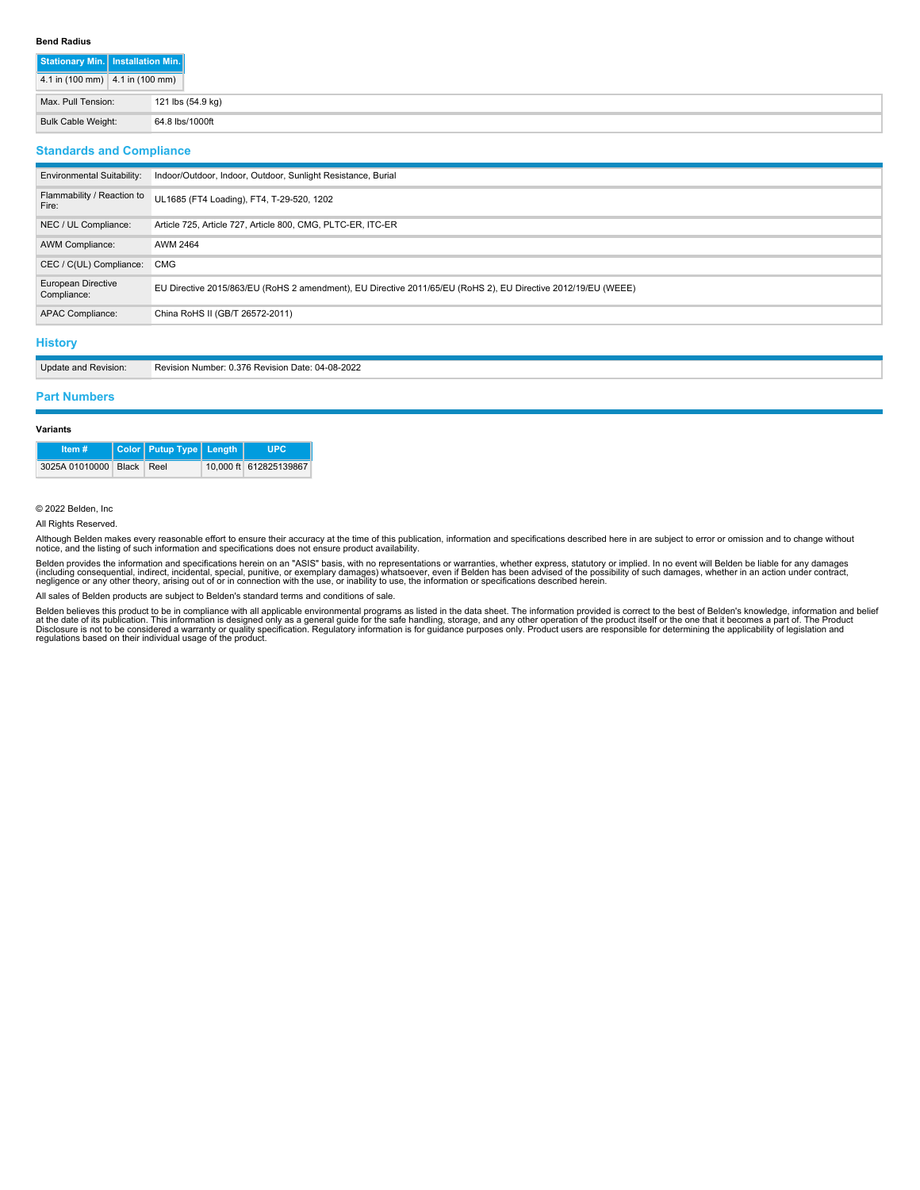**Bend Radius**

| Stationary Min. | Installation Min. |
| --- | --- |
| 4.1 in (100 mm) | 4.1 in (100 mm) |

| | |
| --- | --- |
| Max. Pull Tension: | 121 lbs (54.9 kg) |
| Bulk Cable Weight: | 64.8 lbs/1000ft |

## Standards and Compliance

| | |
| --- | --- |
| Environmental Suitability: | Indoor/Outdoor, Indoor, Outdoor, Sunlight Resistance, Burial |
| Flammability / Reaction to Fire: | UL1685 (FT4 Loading), FT4, T-29-520, 1202 |
| NEC / UL Compliance: | Article 725, Article 727, Article 800, CMG, PLTC-ER, ITC-ER |
| AWM Compliance: | AWM 2464 |
| CEC / C(UL) Compliance: | CMG |
| European Directive Compliance: | EU Directive 2015/863/EU (RoHS 2 amendment), EU Directive 2011/65/EU (RoHS 2), EU Directive 2012/19/EU (WEEE) |
| APAC Compliance: | China RoHS II (GB/T 26572-2011) |

## History

| | |
| --- | --- |
| Update and Revision: | Revision Number: 0.376 Revision Date: 04-08-2022 |

## Part Numbers

**Variants**

| Item # | Color | Putup Type | Length | UPC |
| --- | --- | --- | --- | --- |
| 3025A 01010000 | Black | Reel | 10,000 ft | 612825139867 |

© 2022 Belden, Inc

All Rights Reserved.

Although Belden makes every reasonable effort to ensure their accuracy at the time of this publication, information and specifications described here in are subject to error or omission and to change without notice, and the listing of such information and specifications does not ensure product availability.

Belden provides the information and specifications herein on an "ASIS" basis, with no representations or warranties, whether express, statutory or implied. In no event will Belden be liable for any damages (including consequential, indirect, incidental, special, punitive, or exemplary damages) whatsoever, even if Belden has been advised of the possibility of such damages, whether in an action under contract, negligence or any other theory, arising out of or in connection with the use, or inability to use, the information or specifications described herein.

All sales of Belden products are subject to Belden's standard terms and conditions of sale.

Belden believes this product to be in compliance with all applicable environmental programs as listed in the data sheet. The information provided is correct to the best of Belden's knowledge, information and belief at the date of its publication. This information is designed only as a general guide for the safe handling, storage, and any other operation of the product itself or the one that it becomes a part of. The Product Disclosure is not to be considered a warranty or quality specification. Regulatory information is for guidance purposes only. Product users are responsible for determining the applicability of legislation and regulations based on their individual usage of the product.